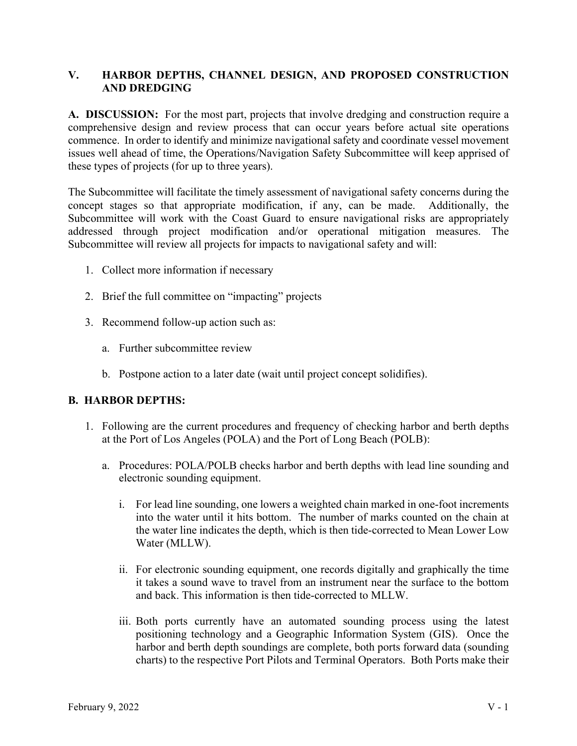## V. HARBOR DEPTHS, CHANNEL DESIGN, AND PROPOSED CONSTRUCTION AND DREDGING

**A. DISCUSSION:** For the most part, projects that involve dredging and construction require a comprehensive design and review process that can occur years before actual site operations commence. In order to identify and minimize navigational safety and coordinate vessel movement issues well ahead of time, the Operations/Navigation Safety Subcommittee will keep apprised of these types of projects (for up to three years).

The Subcommittee will facilitate the timely assessment of navigational safety concerns during the concept stages so that appropriate modification, if any, can be made. Additionally, the Subcommittee will work with the Coast Guard to ensure navigational risks are appropriately addressed through project modification and/or operational mitigation measures. The Subcommittee will review all projects for impacts to navigational safety and will:

1. Collect more information if necessary
2. Brief the full committee on "impacting" projects
3. Recommend follow-up action such as:
    a. Further subcommittee review
    b. Postpone action to a later date (wait until project concept solidifies).

**B. HARBOR DEPTHS:**

1. Following are the current procedures and frequency of checking harbor and berth depths at the Port of Los Angeles (POLA) and the Port of Long Beach (POLB):
    a. Procedures: POLA/POLB checks harbor and berth depths with lead line sounding and electronic sounding equipment.
        i. For lead line sounding, one lowers a weighted chain marked in one-foot increments into the water until it hits bottom. The number of marks counted on the chain at the water line indicates the depth, which is then tide-corrected to Mean Lower Low Water (MLLW).
        ii. For electronic sounding equipment, one records digitally and graphically the time it takes a sound wave to travel from an instrument near the surface to the bottom and back. This information is then tide-corrected to MLLW.
        iii. Both ports currently have an automated sounding process using the latest positioning technology and a Geographic Information System (GIS). Once the harbor and berth depth soundings are complete, both ports forward data (sounding charts) to the respective Port Pilots and Terminal Operators. Both Ports make their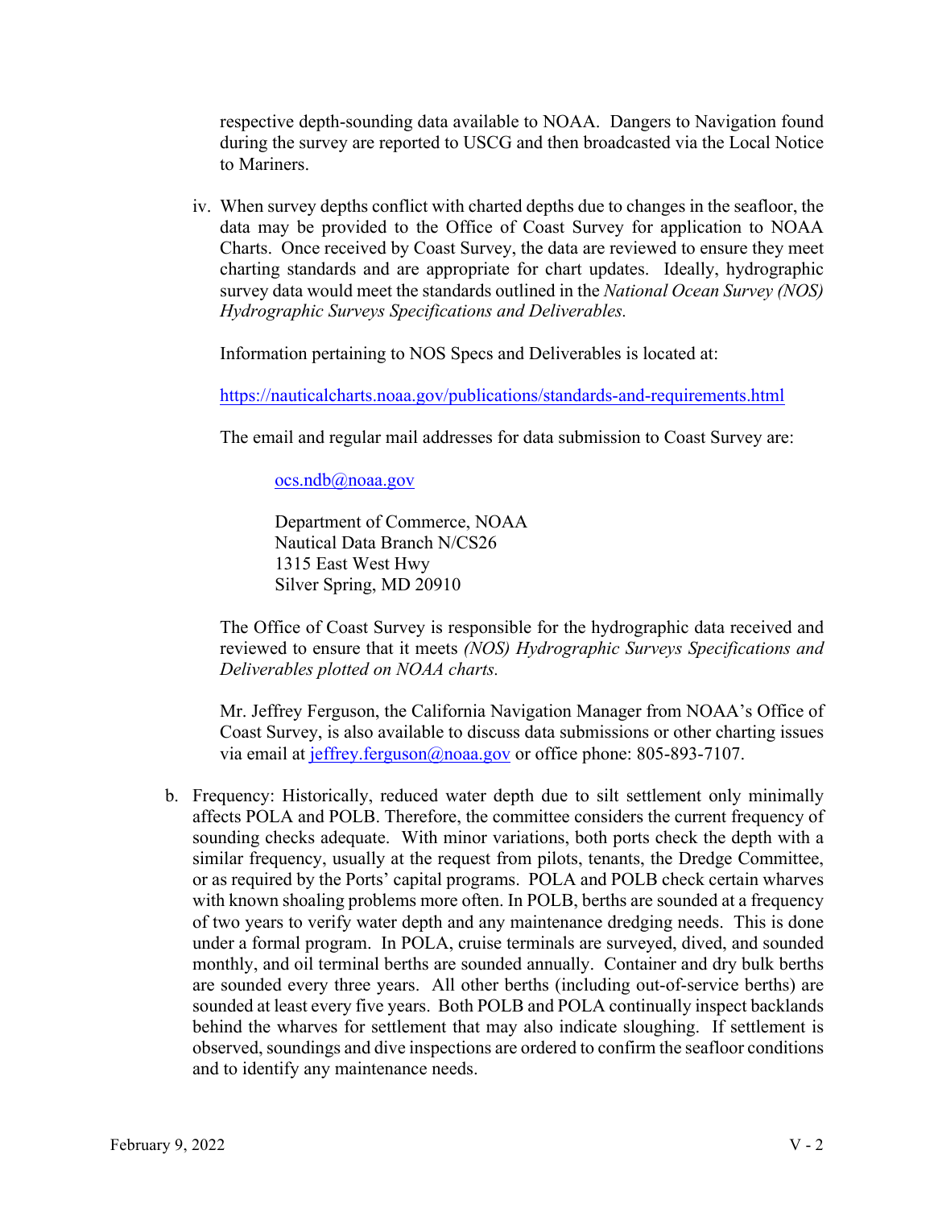respective depth-sounding data available to NOAA. Dangers to Navigation found during the survey are reported to USCG and then broadcasted via the Local Notice to Mariners.

iv. When survey depths conflict with charted depths due to changes in the seafloor, the data may be provided to the Office of Coast Survey for application to NOAA Charts. Once received by Coast Survey, the data are reviewed to ensure they meet charting standards and are appropriate for chart updates. Ideally, hydrographic survey data would meet the standards outlined in the *National Ocean Survey (NOS) Hydrographic Surveys Specifications and Deliverables.*

   Information pertaining to NOS Specs and Deliverables is located at:

   https://nauticalcharts.noaa.gov/publications/standards-and-requirements.html

   The email and regular mail addresses for data submission to Coast Survey are:

   > ocs.ndb@noaa.gov
   >
   > Department of Commerce, NOAA
   > Nautical Data Branch N/CS26
   > 1315 East West Hwy
   > Silver Spring, MD 20910

   The Office of Coast Survey is responsible for the hydrographic data received and reviewed to ensure that it meets *(NOS) Hydrographic Surveys Specifications and Deliverables plotted on NOAA charts.*

   Mr. Jeffrey Ferguson, the California Navigation Manager from NOAA's Office of Coast Survey, is also available to discuss data submissions or other charting issues via email at jeffrey.ferguson@noaa.gov or office phone: 805-893-7107.

b. Frequency: Historically, reduced water depth due to silt settlement only minimally affects POLA and POLB. Therefore, the committee considers the current frequency of sounding checks adequate. With minor variations, both ports check the depth with a similar frequency, usually at the request from pilots, tenants, the Dredge Committee, or as required by the Ports' capital programs. POLA and POLB check certain wharves with known shoaling problems more often. In POLB, berths are sounded at a frequency of two years to verify water depth and any maintenance dredging needs. This is done under a formal program. In POLA, cruise terminals are surveyed, dived, and sounded monthly, and oil terminal berths are sounded annually. Container and dry bulk berths are sounded every three years. All other berths (including out-of-service berths) are sounded at least every five years. Both POLB and POLA continually inspect backlands behind the wharves for settlement that may also indicate sloughing. If settlement is observed, soundings and dive inspections are ordered to confirm the seafloor conditions and to identify any maintenance needs.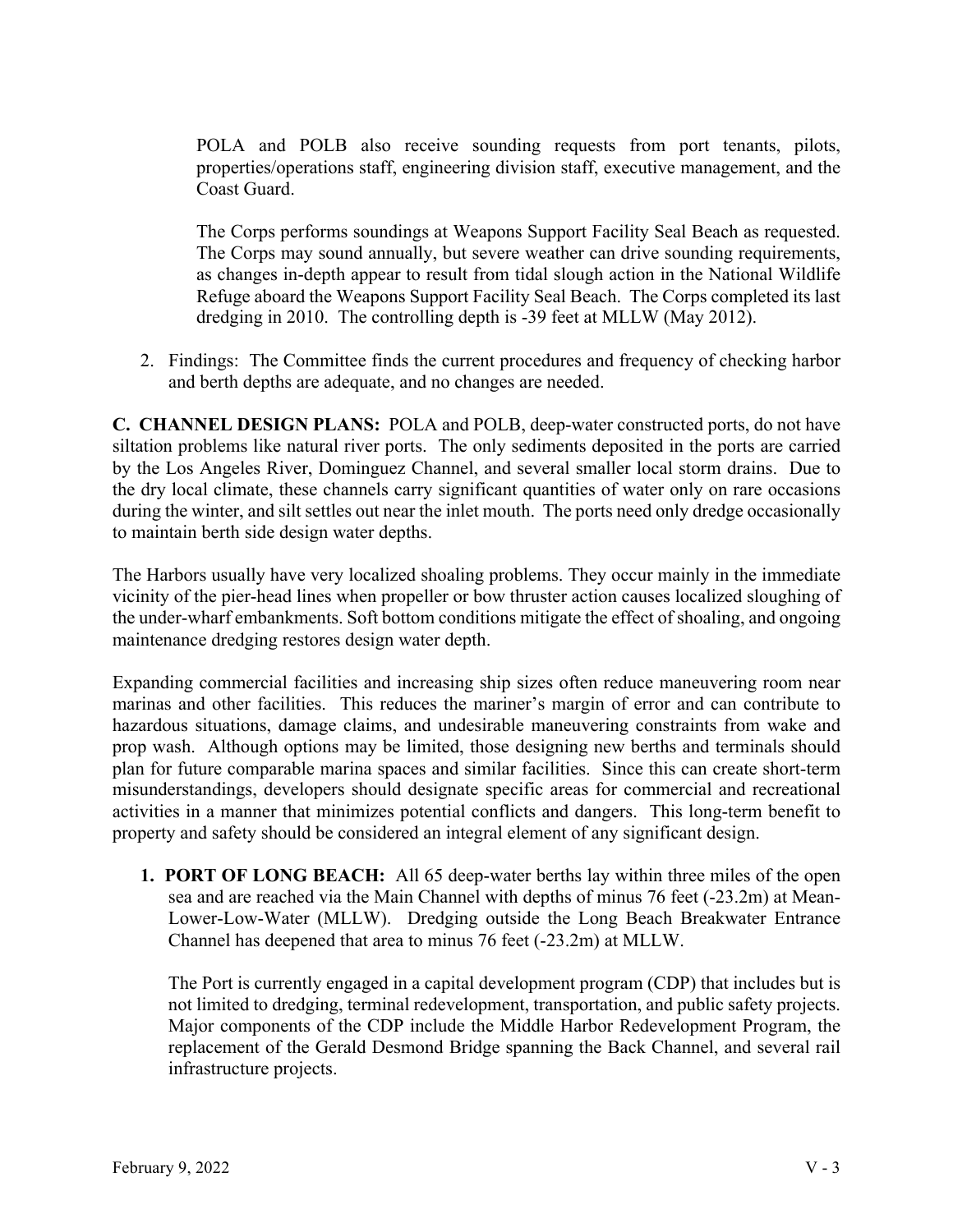POLA and POLB also receive sounding requests from port tenants, pilots, properties/operations staff, engineering division staff, executive management, and the Coast Guard.

The Corps performs soundings at Weapons Support Facility Seal Beach as requested. The Corps may sound annually, but severe weather can drive sounding requirements, as changes in-depth appear to result from tidal slough action in the National Wildlife Refuge aboard the Weapons Support Facility Seal Beach. The Corps completed its last dredging in 2010. The controlling depth is -39 feet at MLLW (May 2012).

2. Findings: The Committee finds the current procedures and frequency of checking harbor and berth depths are adequate, and no changes are needed.

**C. CHANNEL DESIGN PLANS:** POLA and POLB, deep-water constructed ports, do not have siltation problems like natural river ports. The only sediments deposited in the ports are carried by the Los Angeles River, Dominguez Channel, and several smaller local storm drains. Due to the dry local climate, these channels carry significant quantities of water only on rare occasions during the winter, and silt settles out near the inlet mouth. The ports need only dredge occasionally to maintain berth side design water depths.

The Harbors usually have very localized shoaling problems. They occur mainly in the immediate vicinity of the pier-head lines when propeller or bow thruster action causes localized sloughing of the under-wharf embankments. Soft bottom conditions mitigate the effect of shoaling, and ongoing maintenance dredging restores design water depth.

Expanding commercial facilities and increasing ship sizes often reduce maneuvering room near marinas and other facilities. This reduces the mariner's margin of error and can contribute to hazardous situations, damage claims, and undesirable maneuvering constraints from wake and prop wash. Although options may be limited, those designing new berths and terminals should plan for future comparable marina spaces and similar facilities. Since this can create short-term misunderstandings, developers should designate specific areas for commercial and recreational activities in a manner that minimizes potential conflicts and dangers. This long-term benefit to property and safety should be considered an integral element of any significant design.

**1. PORT OF LONG BEACH:** All 65 deep-water berths lay within three miles of the open sea and are reached via the Main Channel with depths of minus 76 feet (-23.2m) at Mean-Lower-Low-Water (MLLW). Dredging outside the Long Beach Breakwater Entrance Channel has deepened that area to minus 76 feet (-23.2m) at MLLW.

The Port is currently engaged in a capital development program (CDP) that includes but is not limited to dredging, terminal redevelopment, transportation, and public safety projects. Major components of the CDP include the Middle Harbor Redevelopment Program, the replacement of the Gerald Desmond Bridge spanning the Back Channel, and several rail infrastructure projects.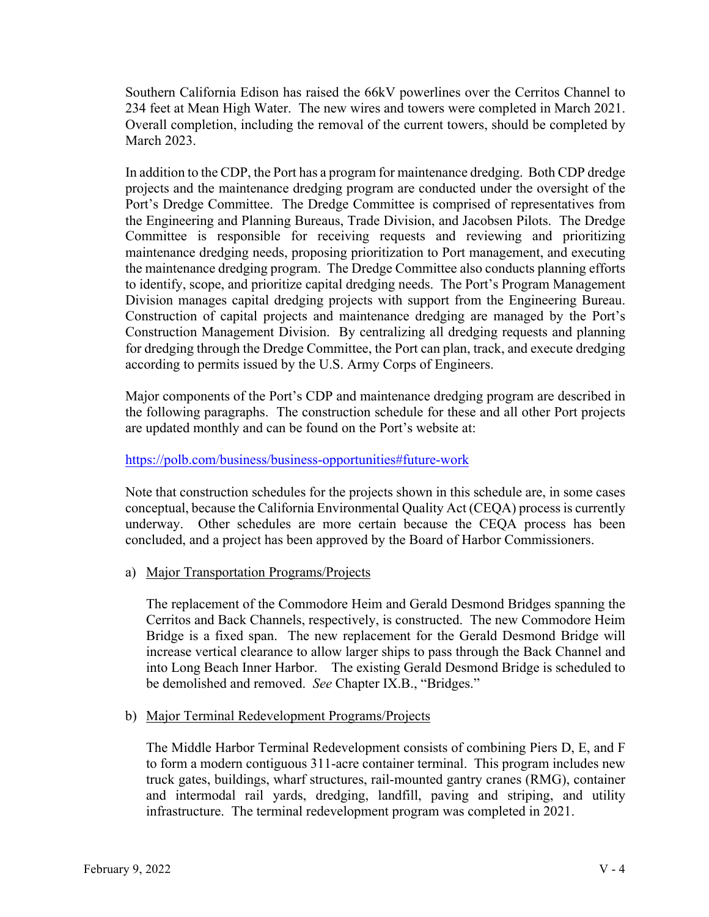Southern California Edison has raised the 66kV powerlines over the Cerritos Channel to 234 feet at Mean High Water. The new wires and towers were completed in March 2021. Overall completion, including the removal of the current towers, should be completed by March 2023.

In addition to the CDP, the Port has a program for maintenance dredging. Both CDP dredge projects and the maintenance dredging program are conducted under the oversight of the Port's Dredge Committee. The Dredge Committee is comprised of representatives from the Engineering and Planning Bureaus, Trade Division, and Jacobsen Pilots. The Dredge Committee is responsible for receiving requests and reviewing and prioritizing maintenance dredging needs, proposing prioritization to Port management, and executing the maintenance dredging program. The Dredge Committee also conducts planning efforts to identify, scope, and prioritize capital dredging needs. The Port's Program Management Division manages capital dredging projects with support from the Engineering Bureau. Construction of capital projects and maintenance dredging are managed by the Port's Construction Management Division. By centralizing all dredging requests and planning for dredging through the Dredge Committee, the Port can plan, track, and execute dredging according to permits issued by the U.S. Army Corps of Engineers.

Major components of the Port's CDP and maintenance dredging program are described in the following paragraphs. The construction schedule for these and all other Port projects are updated monthly and can be found on the Port's website at:

https://polb.com/business/business-opportunities#future-work

Note that construction schedules for the projects shown in this schedule are, in some cases conceptual, because the California Environmental Quality Act (CEQA) process is currently underway. Other schedules are more certain because the CEQA process has been concluded, and a project has been approved by the Board of Harbor Commissioners.

a) Major Transportation Programs/Projects

The replacement of the Commodore Heim and Gerald Desmond Bridges spanning the Cerritos and Back Channels, respectively, is constructed. The new Commodore Heim Bridge is a fixed span. The new replacement for the Gerald Desmond Bridge will increase vertical clearance to allow larger ships to pass through the Back Channel and into Long Beach Inner Harbor. The existing Gerald Desmond Bridge is scheduled to be demolished and removed. *See* Chapter IX.B., "Bridges."

b) Major Terminal Redevelopment Programs/Projects

The Middle Harbor Terminal Redevelopment consists of combining Piers D, E, and F to form a modern contiguous 311-acre container terminal. This program includes new truck gates, buildings, wharf structures, rail-mounted gantry cranes (RMG), container and intermodal rail yards, dredging, landfill, paving and striping, and utility infrastructure. The terminal redevelopment program was completed in 2021.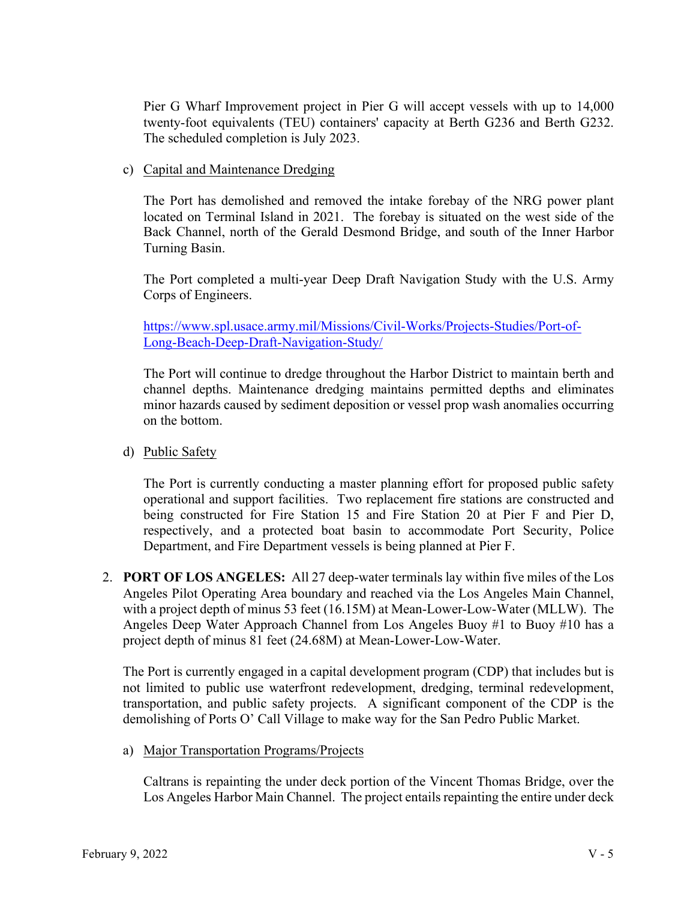Pier G Wharf Improvement project in Pier G will accept vessels with up to 14,000 twenty-foot equivalents (TEU) containers' capacity at Berth G236 and Berth G232. The scheduled completion is July 2023.

c) Capital and Maintenance Dredging

The Port has demolished and removed the intake forebay of the NRG power plant located on Terminal Island in 2021. The forebay is situated on the west side of the Back Channel, north of the Gerald Desmond Bridge, and south of the Inner Harbor Turning Basin.

The Port completed a multi-year Deep Draft Navigation Study with the U.S. Army Corps of Engineers.

https://www.spl.usace.army.mil/Missions/Civil-Works/Projects-Studies/Port-of-Long-Beach-Deep-Draft-Navigation-Study/

The Port will continue to dredge throughout the Harbor District to maintain berth and channel depths. Maintenance dredging maintains permitted depths and eliminates minor hazards caused by sediment deposition or vessel prop wash anomalies occurring on the bottom.

d) Public Safety

The Port is currently conducting a master planning effort for proposed public safety operational and support facilities. Two replacement fire stations are constructed and being constructed for Fire Station 15 and Fire Station 20 at Pier F and Pier D, respectively, and a protected boat basin to accommodate Port Security, Police Department, and Fire Department vessels is being planned at Pier F.

2. **PORT OF LOS ANGELES:** All 27 deep-water terminals lay within five miles of the Los Angeles Pilot Operating Area boundary and reached via the Los Angeles Main Channel, with a project depth of minus 53 feet (16.15M) at Mean-Lower-Low-Water (MLLW). The Angeles Deep Water Approach Channel from Los Angeles Buoy #1 to Buoy #10 has a project depth of minus 81 feet (24.68M) at Mean-Lower-Low-Water.

   The Port is currently engaged in a capital development program (CDP) that includes but is not limited to public use waterfront redevelopment, dredging, terminal redevelopment, transportation, and public safety projects. A significant component of the CDP is the demolishing of Ports O' Call Village to make way for the San Pedro Public Market.

   a) Major Transportation Programs/Projects

   Caltrans is repainting the under deck portion of the Vincent Thomas Bridge, over the Los Angeles Harbor Main Channel. The project entails repainting the entire under deck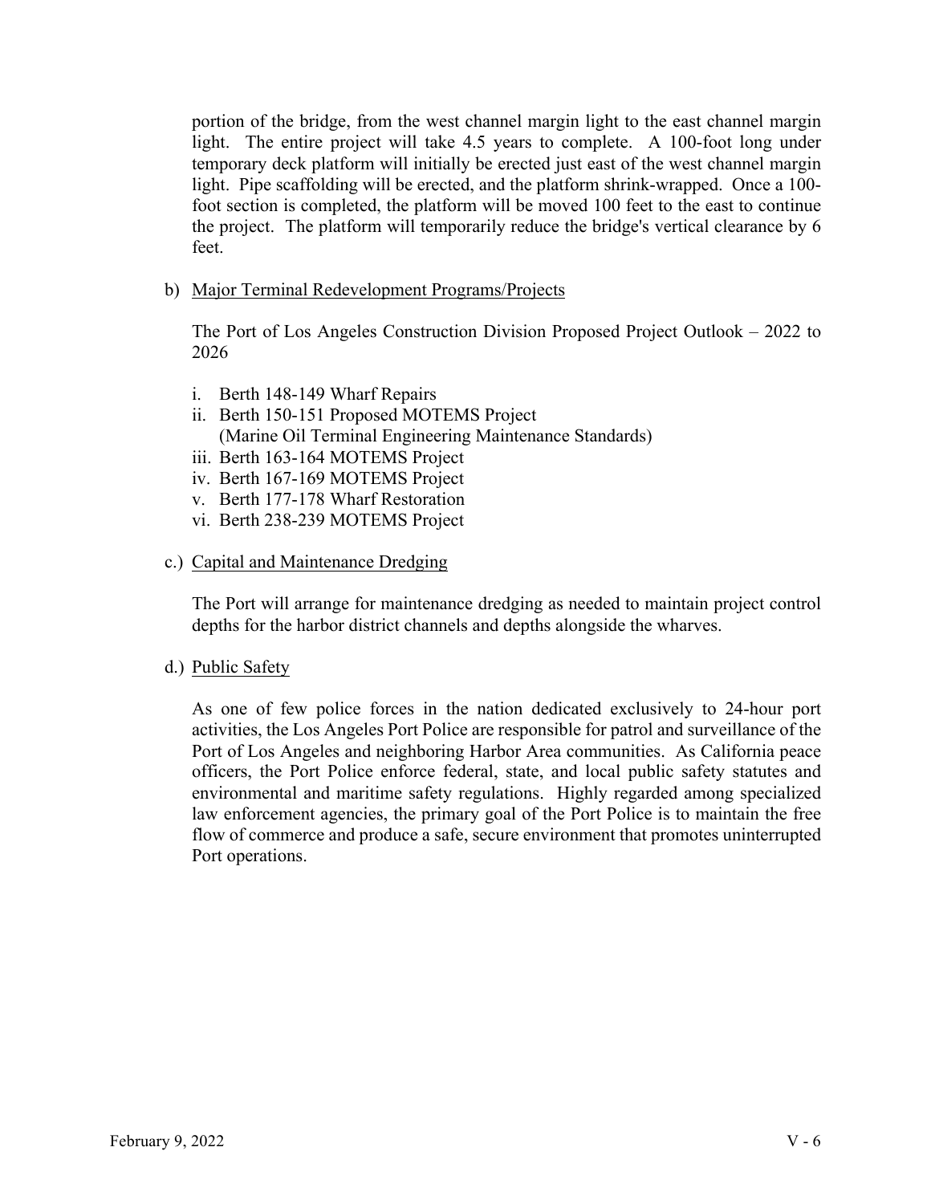portion of the bridge, from the west channel margin light to the east channel margin light. The entire project will take 4.5 years to complete. A 100-foot long under temporary deck platform will initially be erected just east of the west channel margin light. Pipe scaffolding will be erected, and the platform shrink-wrapped. Once a 100-foot section is completed, the platform will be moved 100 feet to the east to continue the project. The platform will temporarily reduce the bridge's vertical clearance by 6 feet.

b) <u>Major Terminal Redevelopment Programs/Projects</u>

The Port of Los Angeles Construction Division Proposed Project Outlook – 2022 to 2026

i. Berth 148-149 Wharf Repairs
ii. Berth 150-151 Proposed MOTEMS Project
    (Marine Oil Terminal Engineering Maintenance Standards)
iii. Berth 163-164 MOTEMS Project
iv. Berth 167-169 MOTEMS Project
v. Berth 177-178 Wharf Restoration
vi. Berth 238-239 MOTEMS Project

c.) <u>Capital and Maintenance Dredging</u>

The Port will arrange for maintenance dredging as needed to maintain project control depths for the harbor district channels and depths alongside the wharves.

d.) <u>Public Safety</u>

As one of few police forces in the nation dedicated exclusively to 24-hour port activities, the Los Angeles Port Police are responsible for patrol and surveillance of the Port of Los Angeles and neighboring Harbor Area communities. As California peace officers, the Port Police enforce federal, state, and local public safety statutes and environmental and maritime safety regulations. Highly regarded among specialized law enforcement agencies, the primary goal of the Port Police is to maintain the free flow of commerce and produce a safe, secure environment that promotes uninterrupted Port operations.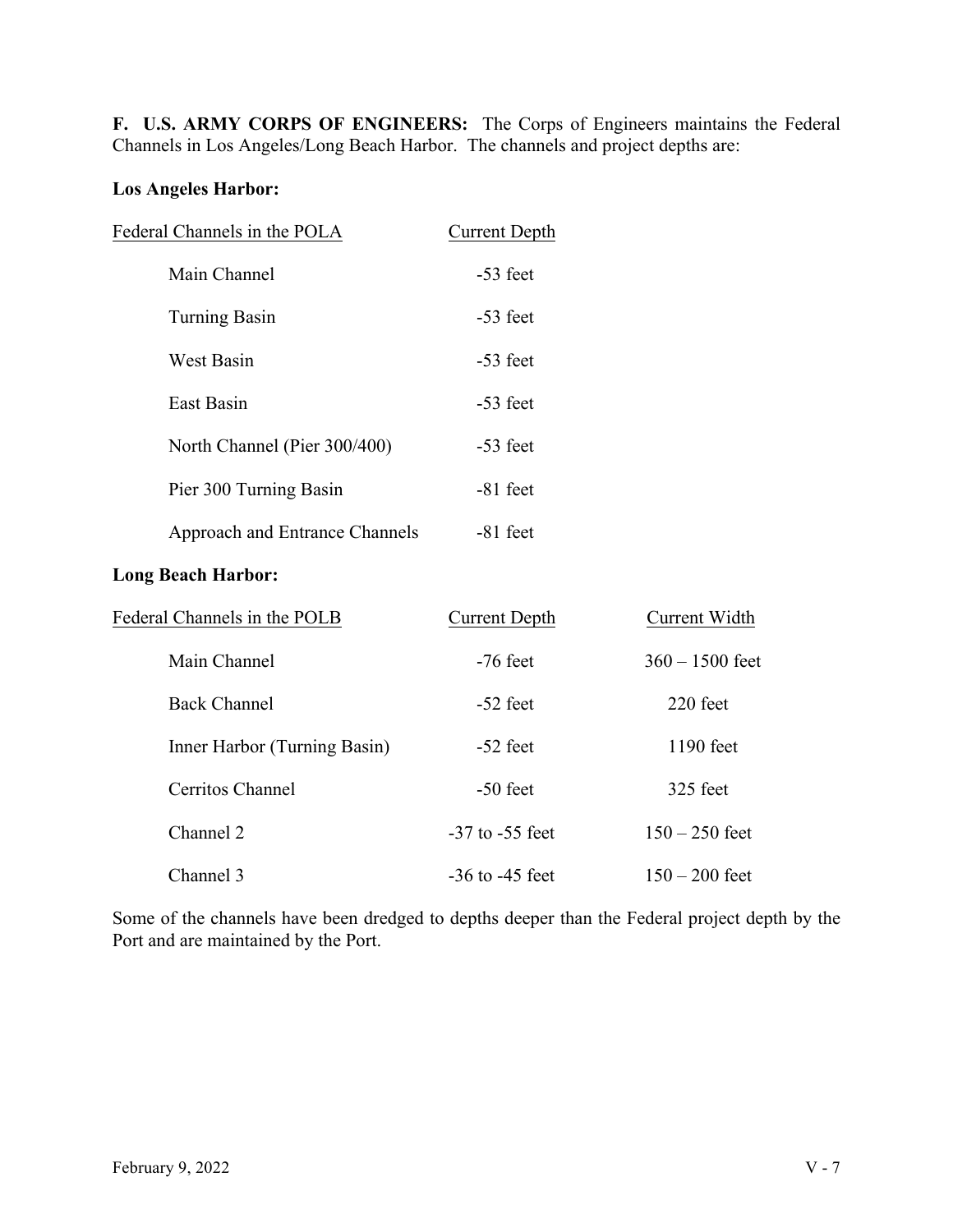**F. U.S. ARMY CORPS OF ENGINEERS:** The Corps of Engineers maintains the Federal Channels in Los Angeles/Long Beach Harbor. The channels and project depths are:

**Los Angeles Harbor:**

| Federal Channels in the POLA | Current Depth |
|---|---|
| Main Channel | -53 feet |
| Turning Basin | -53 feet |
| West Basin | -53 feet |
| East Basin | -53 feet |
| North Channel (Pier 300/400) | -53 feet |
| Pier 300 Turning Basin | -81 feet |
| Approach and Entrance Channels | -81 feet |

**Long Beach Harbor:**

| Federal Channels in the POLB | Current Depth | Current Width |
|---|---|---|
| Main Channel | -76 feet | 360 – 1500 feet |
| Back Channel | -52 feet | 220 feet |
| Inner Harbor (Turning Basin) | -52 feet | 1190 feet |
| Cerritos Channel | -50 feet | 325 feet |
| Channel 2 | -37 to -55 feet | 150 – 250 feet |
| Channel 3 | -36 to -45 feet | 150 – 200 feet |

Some of the channels have been dredged to depths deeper than the Federal project depth by the Port and are maintained by the Port.

February 9, 2022